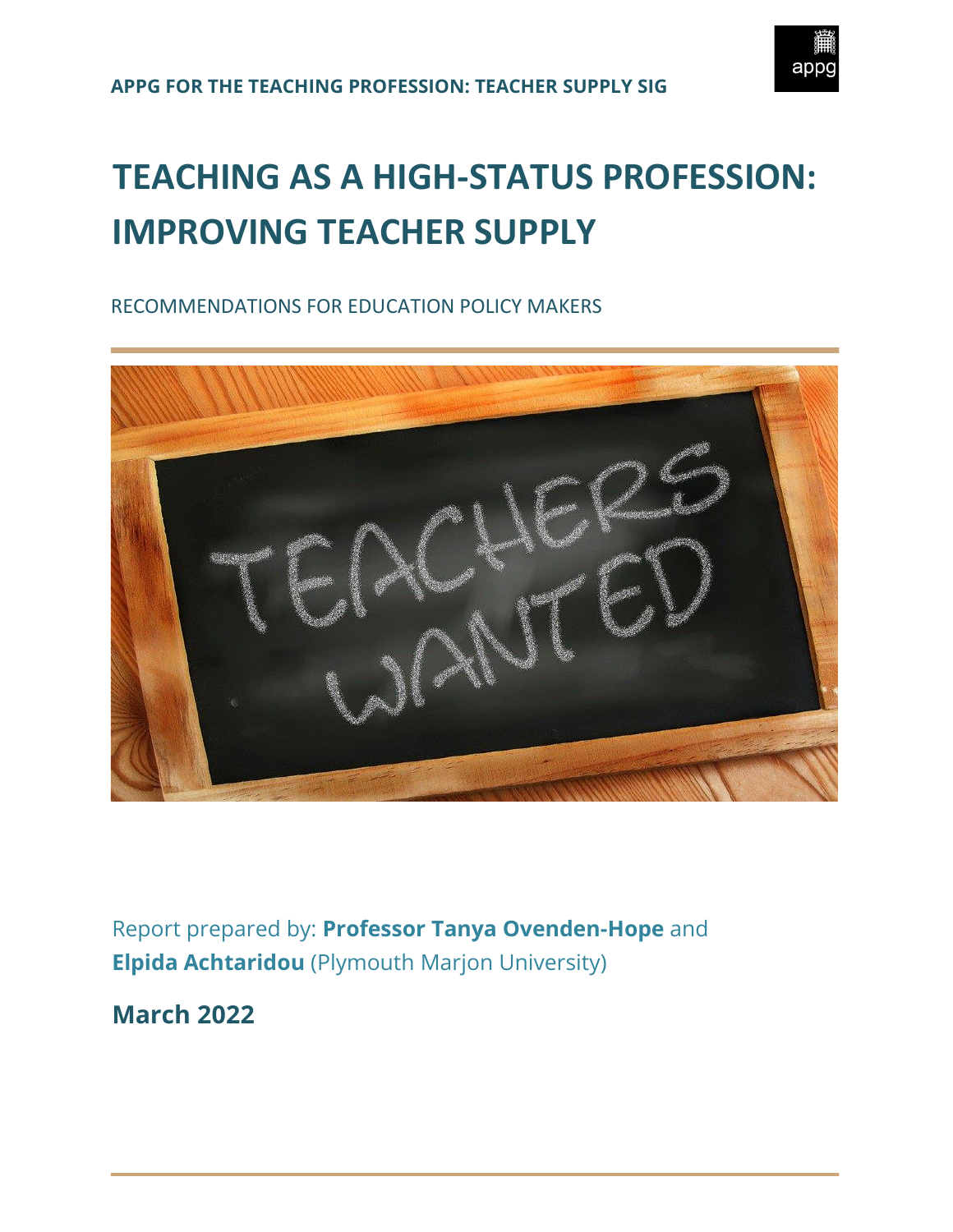APPG FOR THE TEACHING PROFESSION: TEACHER SUPPLY SIG

# TEACHING AS A HIGH-STATUS PROFESSION: IMPROVING TEACHER SUPPLY

RECOMMENDATIONS FOR EDUCATION POLICY MAKERS

Report prepared by: **Professor Tanya Ovenden-Hope** and **Elpida Achtaridou** (Plymouth Marjon University)

**March 2022**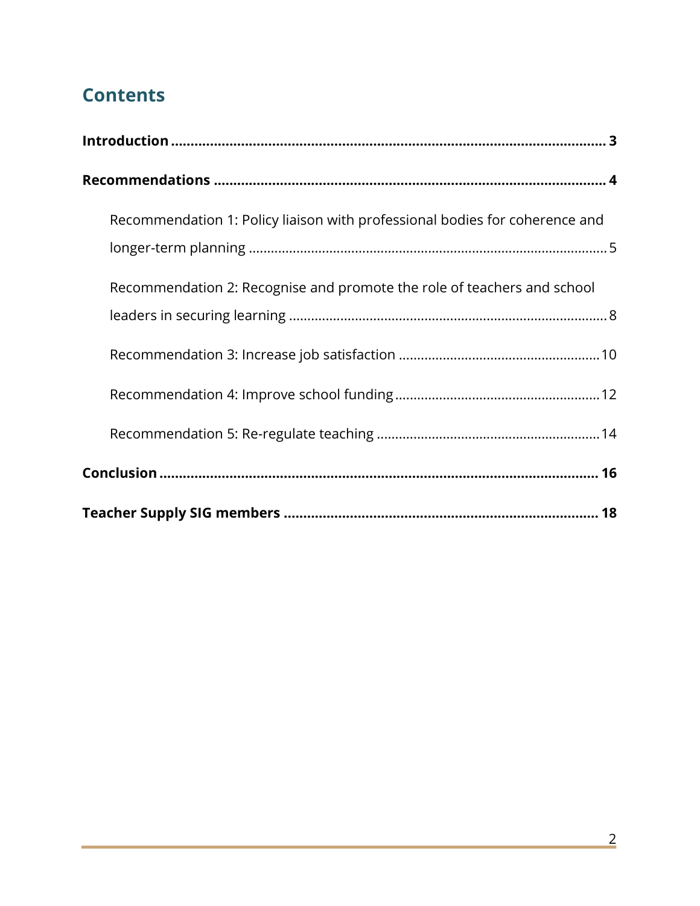## Contents

**Introduction** ........................................................................................................ **3**

**Recommendations** ............................................................................................. **4**

- Recommendation 1: Policy liaison with professional bodies for coherence and longer-term planning ........................................................................................ 5
- Recommendation 2: Recognise and promote the role of teachers and school leaders in securing learning ............................................................................ 8
- Recommendation 3: Increase job satisfaction .................................................. 10
- Recommendation 4: Improve school funding ................................................... 12
- Recommendation 5: Re-regulate teaching ........................................................ 14

**Conclusion** .......................................................................................................... **16**

**Teacher Supply SIG members** .......................................................................... **18**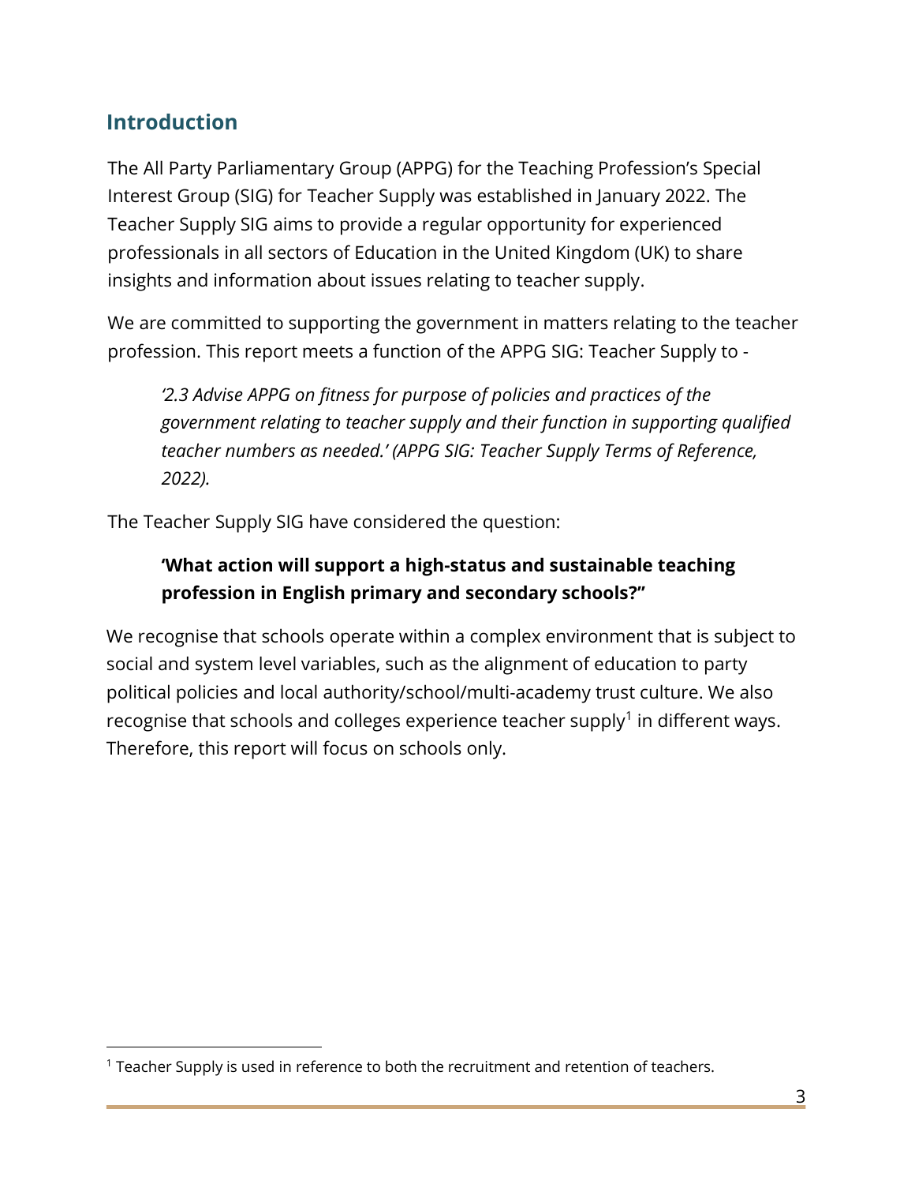## Introduction

The All Party Parliamentary Group (APPG) for the Teaching Profession's Special Interest Group (SIG) for Teacher Supply was established in January 2022. The Teacher Supply SIG aims to provide a regular opportunity for experienced professionals in all sectors of Education in the United Kingdom (UK) to share insights and information about issues relating to teacher supply.

We are committed to supporting the government in matters relating to the teacher profession. This report meets a function of the APPG SIG: Teacher Supply to -

> *'2.3 Advise APPG on fitness for purpose of policies and practices of the government relating to teacher supply and their function in supporting qualified teacher numbers as needed.' (APPG SIG: Teacher Supply Terms of Reference, 2022).*

The Teacher Supply SIG have considered the question:

> **'What action will support a high-status and sustainable teaching profession in English primary and secondary schools?"**

We recognise that schools operate within a complex environment that is subject to social and system level variables, such as the alignment of education to party political policies and local authority/school/multi-academy trust culture. We also recognise that schools and colleges experience teacher supply[1] in different ways. Therefore, this report will focus on schools only.

[1] Teacher Supply is used in reference to both the recruitment and retention of teachers.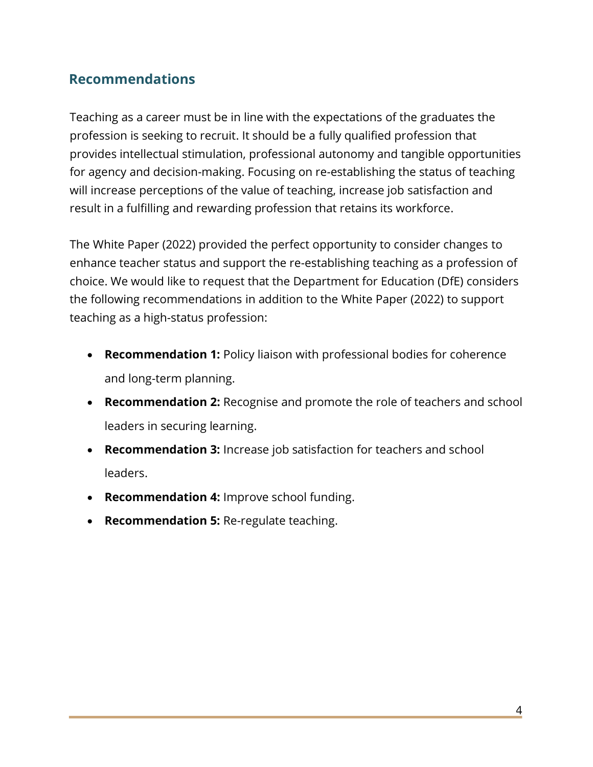## Recommendations

Teaching as a career must be in line with the expectations of the graduates the profession is seeking to recruit. It should be a fully qualified profession that provides intellectual stimulation, professional autonomy and tangible opportunities for agency and decision-making. Focusing on re-establishing the status of teaching will increase perceptions of the value of teaching, increase job satisfaction and result in a fulfilling and rewarding profession that retains its workforce.

The White Paper (2022) provided the perfect opportunity to consider changes to enhance teacher status and support the re-establishing teaching as a profession of choice. We would like to request that the Department for Education (DfE) considers the following recommendations in addition to the White Paper (2022) to support teaching as a high-status profession:

- **Recommendation 1:** Policy liaison with professional bodies for coherence and long-term planning.
- **Recommendation 2:** Recognise and promote the role of teachers and school leaders in securing learning.
- **Recommendation 3:** Increase job satisfaction for teachers and school leaders.
- **Recommendation 4:** Improve school funding.
- **Recommendation 5:** Re-regulate teaching.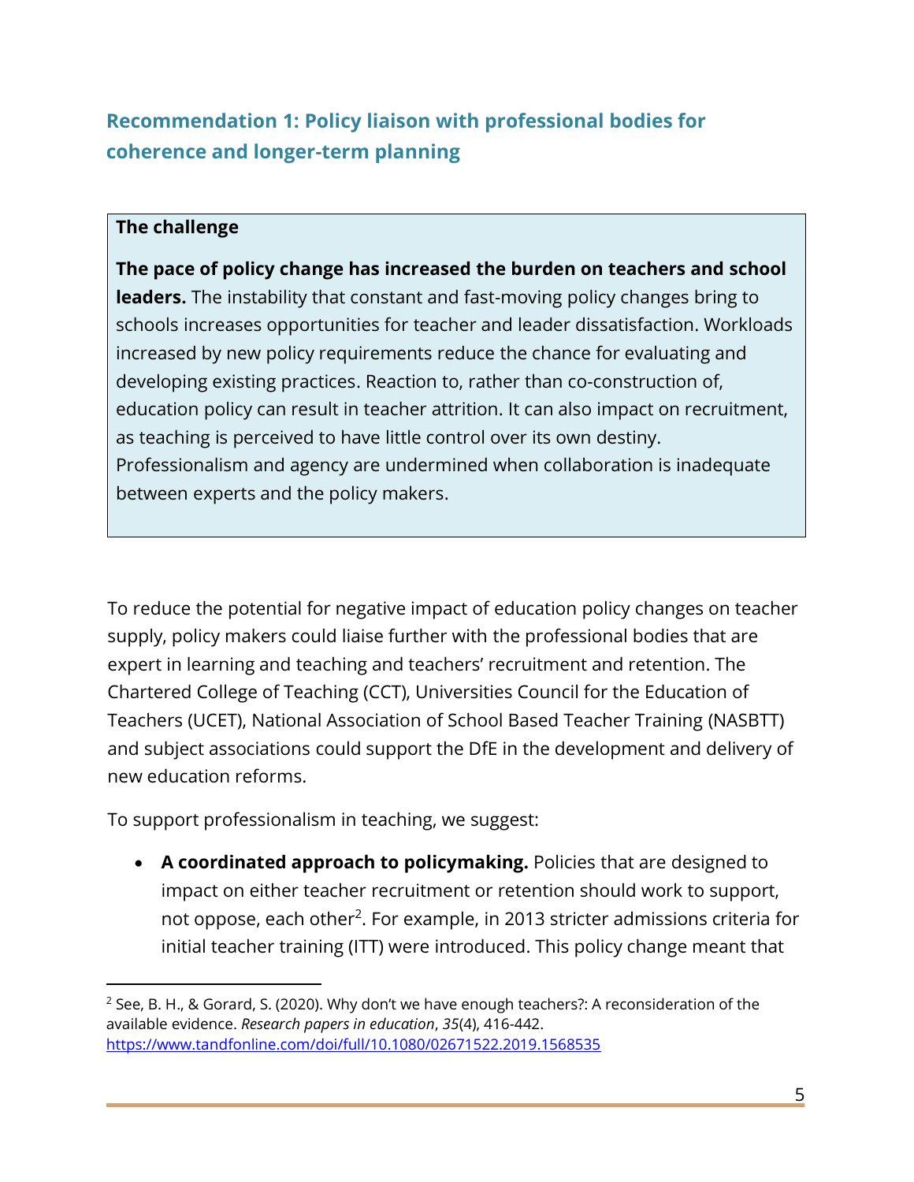## Recommendation 1: Policy liaison with professional bodies for coherence and longer-term planning

> **The challenge**
>
> **The pace of policy change has increased the burden on teachers and school leaders.** The instability that constant and fast-moving policy changes bring to schools increases opportunities for teacher and leader dissatisfaction. Workloads increased by new policy requirements reduce the chance for evaluating and developing existing practices. Reaction to, rather than co-construction of, education policy can result in teacher attrition. It can also impact on recruitment, as teaching is perceived to have little control over its own destiny. Professionalism and agency are undermined when collaboration is inadequate between experts and the policy makers.

To reduce the potential for negative impact of education policy changes on teacher supply, policy makers could liaise further with the professional bodies that are expert in learning and teaching and teachers' recruitment and retention. The Chartered College of Teaching (CCT), Universities Council for the Education of Teachers (UCET), National Association of School Based Teacher Training (NASBTT) and subject associations could support the DfE in the development and delivery of new education reforms.

To support professionalism in teaching, we suggest:

- **A coordinated approach to policymaking.** Policies that are designed to impact on either teacher recruitment or retention should work to support, not oppose, each other[2]. For example, in 2013 stricter admissions criteria for initial teacher training (ITT) were introduced. This policy change meant that

---

[2] See, B. H., & Gorard, S. (2020). Why don't we have enough teachers?: A reconsideration of the available evidence. *Research papers in education*, *35*(4), 416-442. https://www.tandfonline.com/doi/full/10.1080/02671522.2019.1568535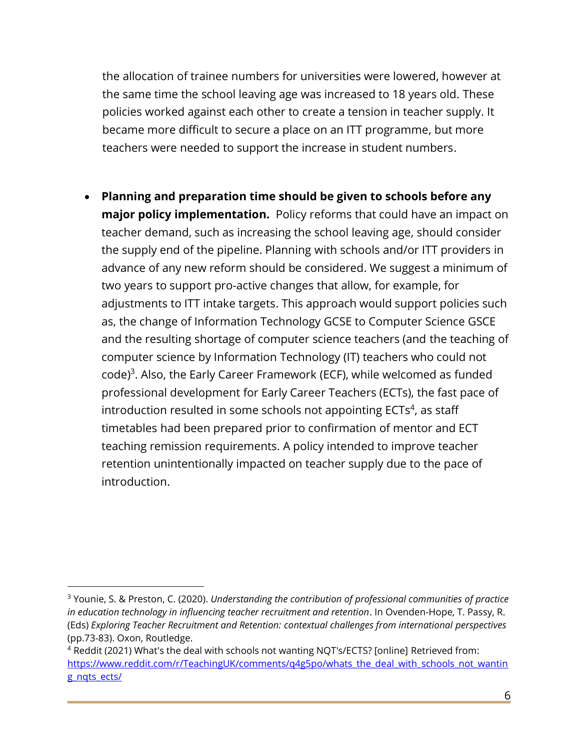the allocation of trainee numbers for universities were lowered, however at the same time the school leaving age was increased to 18 years old. These policies worked against each other to create a tension in teacher supply. It became more difficult to secure a place on an ITT programme, but more teachers were needed to support the increase in student numbers.

- **Planning and preparation time should be given to schools before any major policy implementation.** Policy reforms that could have an impact on teacher demand, such as increasing the school leaving age, should consider the supply end of the pipeline. Planning with schools and/or ITT providers in advance of any new reform should be considered. We suggest a minimum of two years to support pro-active changes that allow, for example, for adjustments to ITT intake targets. This approach would support policies such as, the change of Information Technology GCSE to Computer Science GSCE and the resulting shortage of computer science teachers (and the teaching of computer science by Information Technology (IT) teachers who could not code)[3]. Also, the Early Career Framework (ECF), while welcomed as funded professional development for Early Career Teachers (ECTs), the fast pace of introduction resulted in some schools not appointing ECTs[4], as staff timetables had been prepared prior to confirmation of mentor and ECT teaching remission requirements. A policy intended to improve teacher retention unintentionally impacted on teacher supply due to the pace of introduction.

---

[3] Younie, S. & Preston, C. (2020). *Understanding the contribution of professional communities of practice in education technology in influencing teacher recruitment and retention*. In Ovenden-Hope, T. Passy, R. (Eds) *Exploring Teacher Recruitment and Retention: contextual challenges from international perspectives* (pp.73-83). Oxon, Routledge.

[4] Reddit (2021) What's the deal with schools not wanting NQT's/ECTS? [online] Retrieved from: https://www.reddit.com/r/TeachingUK/comments/q4g5po/whats_the_deal_with_schools_not_wanting_nqts_ects/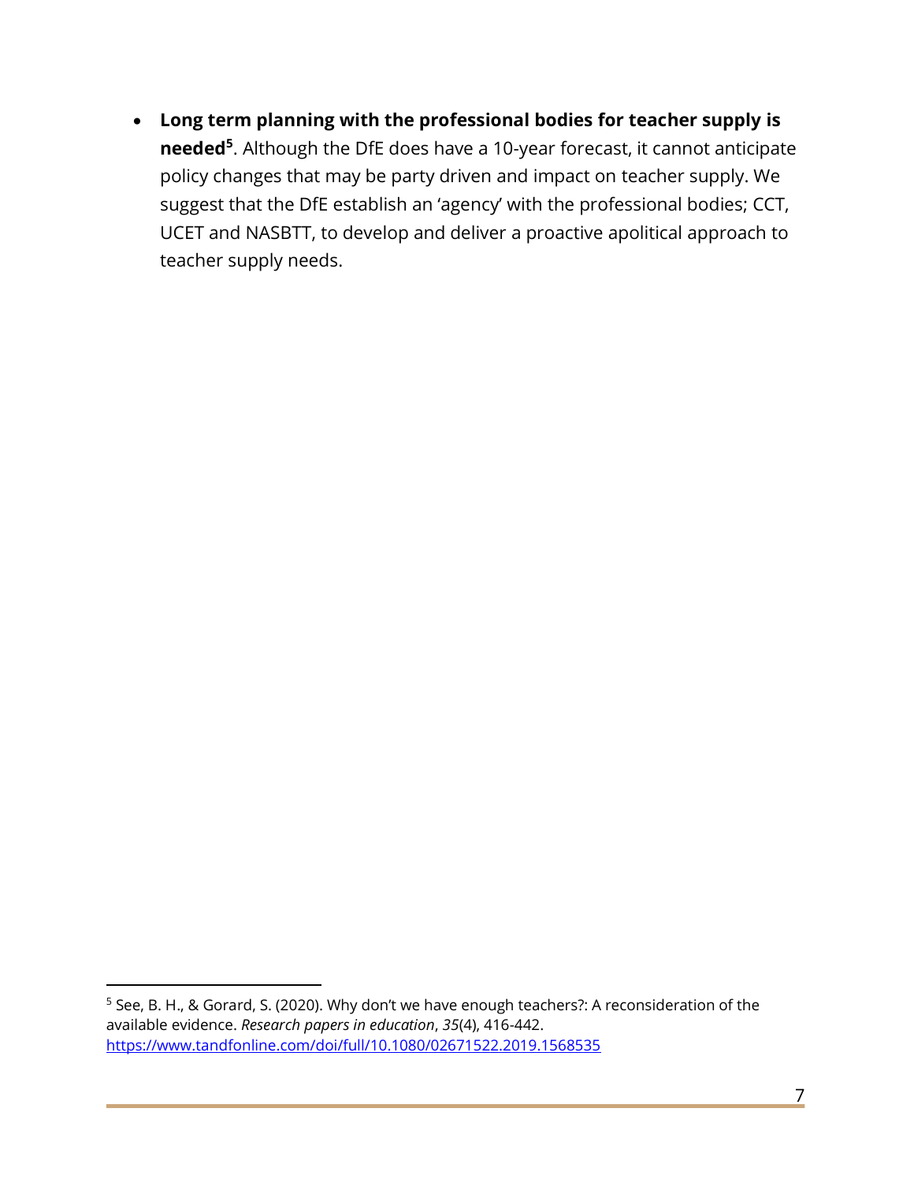- **Long term planning with the professional bodies for teacher supply is needed[5]**. Although the DfE does have a 10-year forecast, it cannot anticipate policy changes that may be party driven and impact on teacher supply. We suggest that the DfE establish an 'agency' with the professional bodies; CCT, UCET and NASBTT, to develop and deliver a proactive apolitical approach to teacher supply needs.

[5] See, B. H., & Gorard, S. (2020). Why don't we have enough teachers?: A reconsideration of the available evidence. *Research papers in education*, *35*(4), 416-442. https://www.tandfonline.com/doi/full/10.1080/02671522.2019.1568535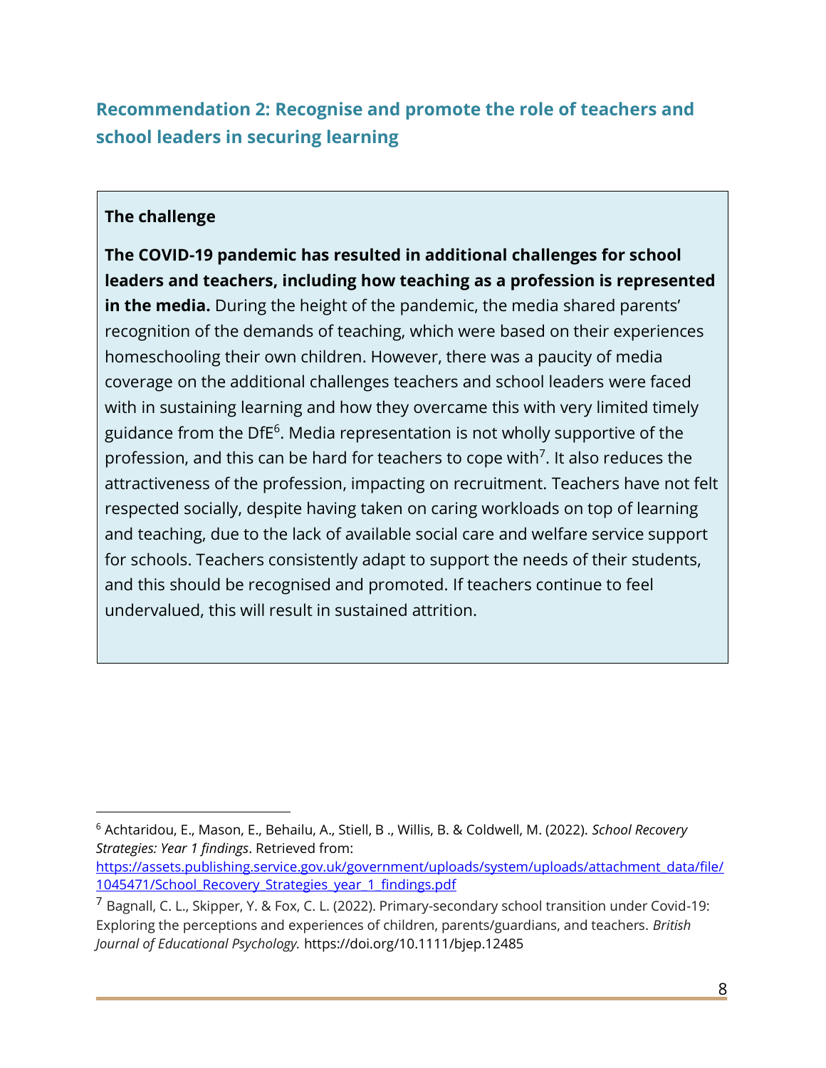## Recommendation 2: Recognise and promote the role of teachers and school leaders in securing learning

**The challenge**

**The COVID-19 pandemic has resulted in additional challenges for school leaders and teachers, including how teaching as a profession is represented in the media.** During the height of the pandemic, the media shared parents' recognition of the demands of teaching, which were based on their experiences homeschooling their own children. However, there was a paucity of media coverage on the additional challenges teachers and school leaders were faced with in sustaining learning and how they overcame this with very limited timely guidance from the DfE[6]. Media representation is not wholly supportive of the profession, and this can be hard for teachers to cope with[7]. It also reduces the attractiveness of the profession, impacting on recruitment. Teachers have not felt respected socially, despite having taken on caring workloads on top of learning and teaching, due to the lack of available social care and welfare service support for schools. Teachers consistently adapt to support the needs of their students, and this should be recognised and promoted. If teachers continue to feel undervalued, this will result in sustained attrition.

---

[6] Achtaridou, E., Mason, E., Behailu, A., Stiell, B ., Willis, B. & Coldwell, M. (2022). *School Recovery Strategies: Year 1 findings*. Retrieved from: [https://assets.publishing.service.gov.uk/government/uploads/system/uploads/attachment_data/file/1045471/School_Recovery_Strategies_year_1_findings.pdf](https://assets.publishing.service.gov.uk/government/uploads/system/uploads/attachment_data/file/1045471/School_Recovery_Strategies_year_1_findings.pdf)

[7] Bagnall, C. L., Skipper, Y. & Fox, C. L. (2022). Primary-secondary school transition under Covid-19: Exploring the perceptions and experiences of children, parents/guardians, and teachers. *British Journal of Educational Psychology.* https://doi.org/10.1111/bjep.12485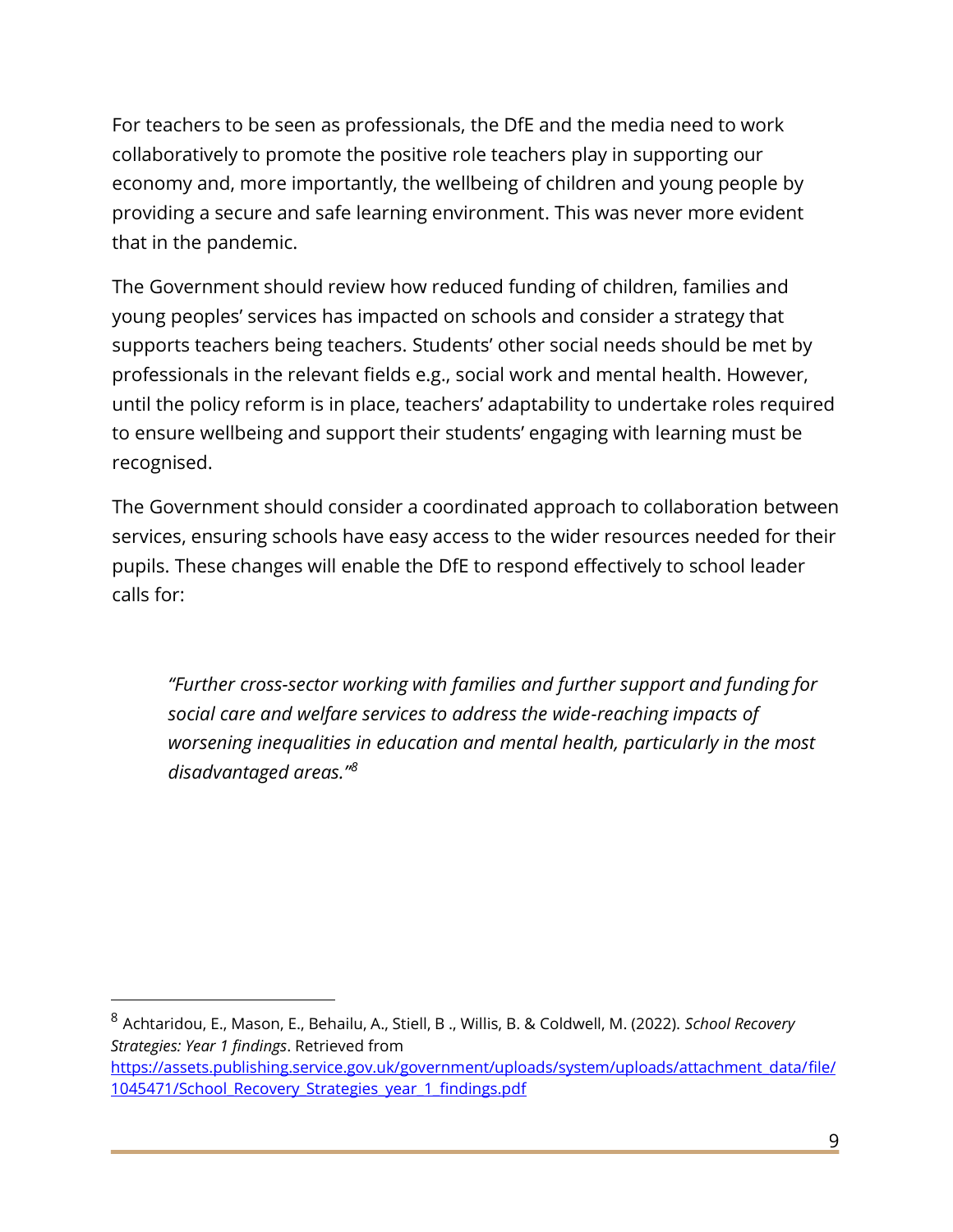For teachers to be seen as professionals, the DfE and the media need to work collaboratively to promote the positive role teachers play in supporting our economy and, more importantly, the wellbeing of children and young people by providing a secure and safe learning environment. This was never more evident that in the pandemic.

The Government should review how reduced funding of children, families and young peoples' services has impacted on schools and consider a strategy that supports teachers being teachers. Students' other social needs should be met by professionals in the relevant fields e.g., social work and mental health. However, until the policy reform is in place, teachers' adaptability to undertake roles required to ensure wellbeing and support their students' engaging with learning must be recognised.

The Government should consider a coordinated approach to collaboration between services, ensuring schools have easy access to the wider resources needed for their pupils. These changes will enable the DfE to respond effectively to school leader calls for:

> *"Further cross-sector working with families and further support and funding for social care and welfare services to address the wide-reaching impacts of worsening inequalities in education and mental health, particularly in the most disadvantaged areas."*[8]

---

[8] Achtaridou, E., Mason, E., Behailu, A., Stiell, B ., Willis, B. & Coldwell, M. (2022). *School Recovery Strategies: Year 1 findings*. Retrieved from https://assets.publishing.service.gov.uk/government/uploads/system/uploads/attachment_data/file/1045471/School_Recovery_Strategies_year_1_findings.pdf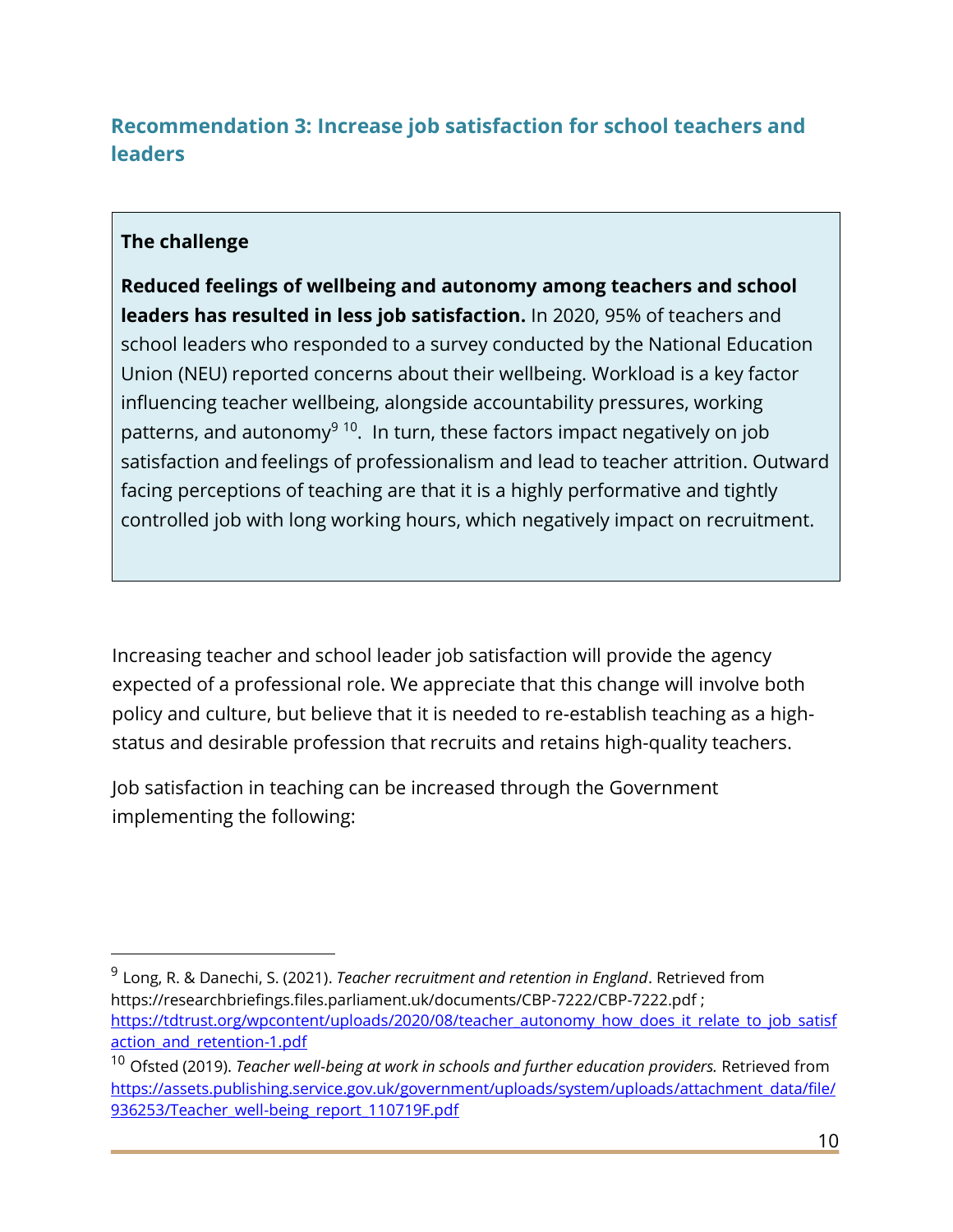## Recommendation 3: Increase job satisfaction for school teachers and leaders

**The challenge**

**Reduced feelings of wellbeing and autonomy among teachers and school leaders has resulted in less job satisfaction.** In 2020, 95% of teachers and school leaders who responded to a survey conducted by the National Education Union (NEU) reported concerns about their wellbeing. Workload is a key factor influencing teacher wellbeing, alongside accountability pressures, working patterns, and autonomy[9] [10]. In turn, these factors impact negatively on job satisfaction and feelings of professionalism and lead to teacher attrition. Outward facing perceptions of teaching are that it is a highly performative and tightly controlled job with long working hours, which negatively impact on recruitment.

Increasing teacher and school leader job satisfaction will provide the agency expected of a professional role. We appreciate that this change will involve both policy and culture, but believe that it is needed to re-establish teaching as a high-status and desirable profession that recruits and retains high-quality teachers.

Job satisfaction in teaching can be increased through the Government implementing the following:

---

[9] Long, R. & Danechi, S. (2021). *Teacher recruitment and retention in England*. Retrieved from https://researchbriefings.files.parliament.uk/documents/CBP-7222/CBP-7222.pdf ; https://tdtrust.org/wpcontent/uploads/2020/08/teacher_autonomy_how_does_it_relate_to_job_satisfaction_and_retention-1.pdf

[10] Ofsted (2019). *Teacher well-being at work in schools and further education providers.* Retrieved from https://assets.publishing.service.gov.uk/government/uploads/system/uploads/attachment_data/file/936253/Teacher_well-being_report_110719F.pdf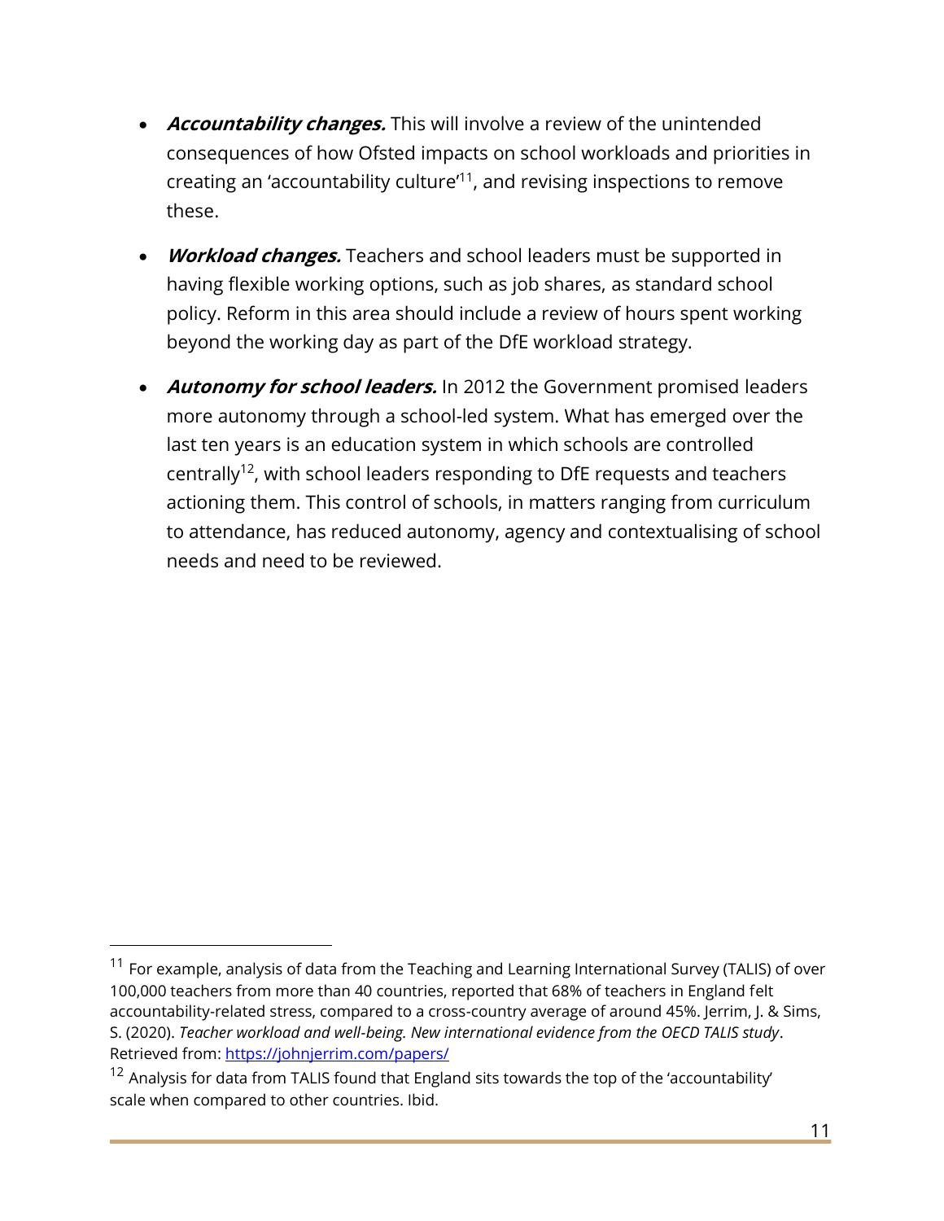- ***Accountability changes.*** This will involve a review of the unintended consequences of how Ofsted impacts on school workloads and priorities in creating an 'accountability culture'[11], and revising inspections to remove these.

- ***Workload changes.*** Teachers and school leaders must be supported in having flexible working options, such as job shares, as standard school policy. Reform in this area should include a review of hours spent working beyond the working day as part of the DfE workload strategy.

- ***Autonomy for school leaders.*** In 2012 the Government promised leaders more autonomy through a school-led system. What has emerged over the last ten years is an education system in which schools are controlled centrally[12], with school leaders responding to DfE requests and teachers actioning them. This control of schools, in matters ranging from curriculum to attendance, has reduced autonomy, agency and contextualising of school needs and need to be reviewed.

---

[11] For example, analysis of data from the Teaching and Learning International Survey (TALIS) of over 100,000 teachers from more than 40 countries, reported that 68% of teachers in England felt accountability-related stress, compared to a cross-country average of around 45%. Jerrim, J. & Sims, S. (2020). *Teacher workload and well-being. New international evidence from the OECD TALIS study*. Retrieved from: [https://johnjerrim.com/papers/](https://johnjerrim.com/papers/)

[12] Analysis for data from TALIS found that England sits towards the top of the 'accountability' scale when compared to other countries. Ibid.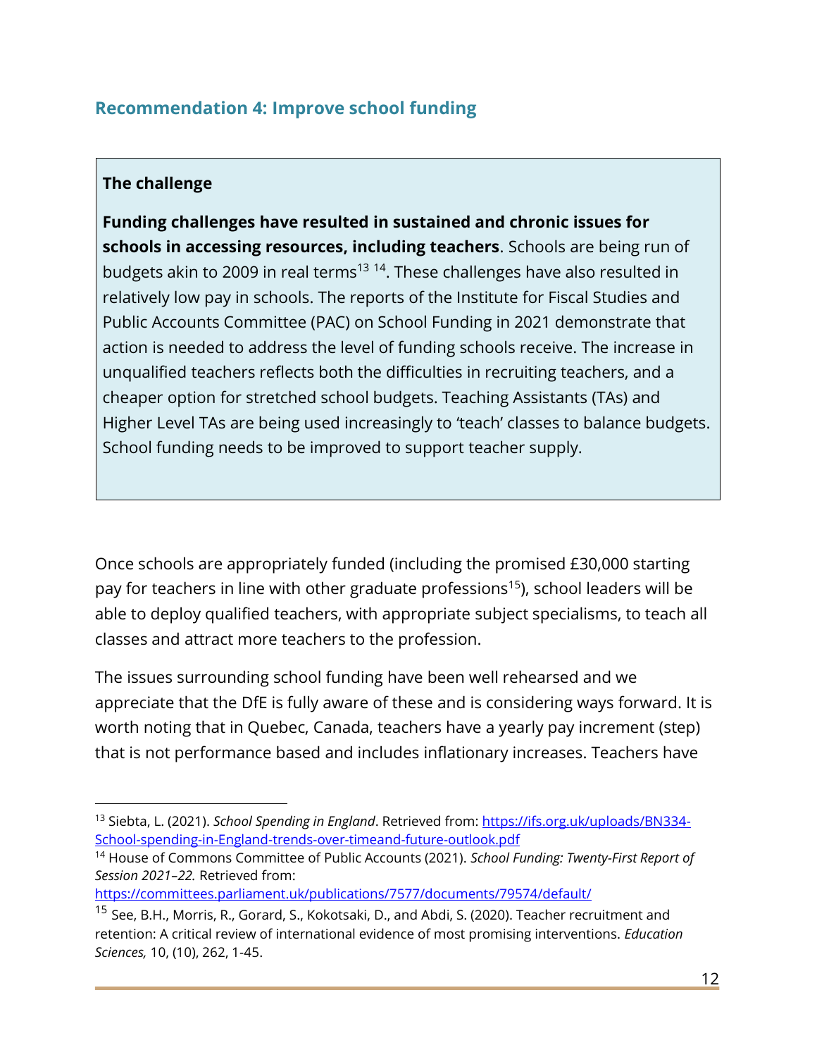## Recommendation 4: Improve school funding

**The challenge**

**Funding challenges have resulted in sustained and chronic issues for schools in accessing resources, including teachers**. Schools are being run of budgets akin to 2009 in real terms[13] [14]. These challenges have also resulted in relatively low pay in schools. The reports of the Institute for Fiscal Studies and Public Accounts Committee (PAC) on School Funding in 2021 demonstrate that action is needed to address the level of funding schools receive. The increase in unqualified teachers reflects both the difficulties in recruiting teachers, and a cheaper option for stretched school budgets. Teaching Assistants (TAs) and Higher Level TAs are being used increasingly to 'teach' classes to balance budgets. School funding needs to be improved to support teacher supply.

Once schools are appropriately funded (including the promised £30,000 starting pay for teachers in line with other graduate professions[15]), school leaders will be able to deploy qualified teachers, with appropriate subject specialisms, to teach all classes and attract more teachers to the profession.

The issues surrounding school funding have been well rehearsed and we appreciate that the DfE is fully aware of these and is considering ways forward. It is worth noting that in Quebec, Canada, teachers have a yearly pay increment (step) that is not performance based and includes inflationary increases. Teachers have

---

[13] Siebta, L. (2021). *School Spending in England*. Retrieved from: https://ifs.org.uk/uploads/BN334-School-spending-in-England-trends-over-timeand-future-outlook.pdf

[14] House of Commons Committee of Public Accounts (2021). *School Funding: Twenty-First Report of Session 2021–22.* Retrieved from: https://committees.parliament.uk/publications/7577/documents/79574/default/

[15] See, B.H., Morris, R., Gorard, S., Kokotsaki, D., and Abdi, S. (2020). Teacher recruitment and retention: A critical review of international evidence of most promising interventions. *Education Sciences,* 10, (10), 262, 1-45.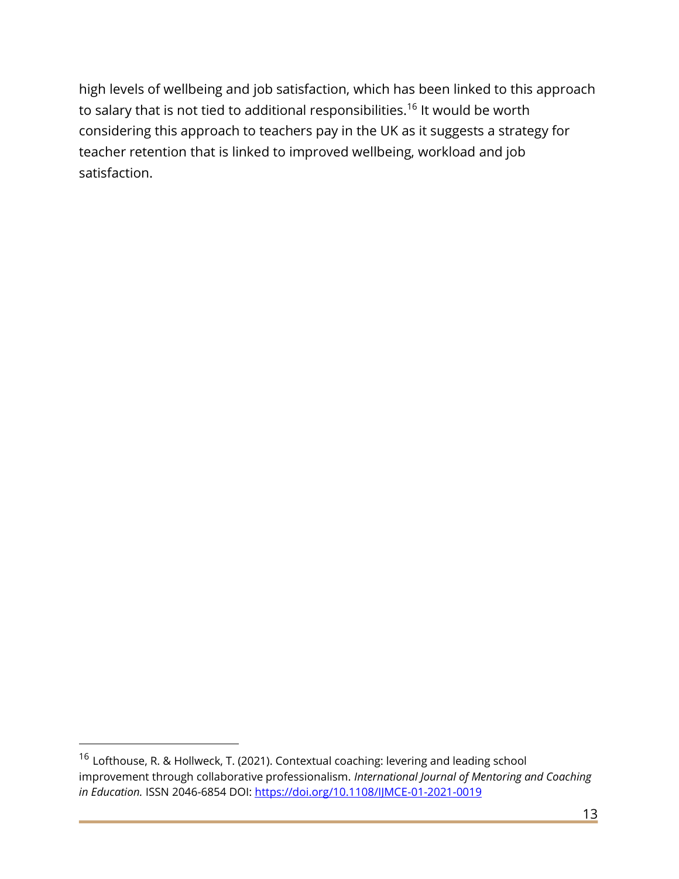high levels of wellbeing and job satisfaction, which has been linked to this approach to salary that is not tied to additional responsibilities.[16] It would be worth considering this approach to teachers pay in the UK as it suggests a strategy for teacher retention that is linked to improved wellbeing, workload and job satisfaction.

---

[16] Lofthouse, R. & Hollweck, T. (2021). Contextual coaching: levering and leading school improvement through collaborative professionalism. *International Journal of Mentoring and Coaching in Education.* ISSN 2046-6854 DOI: https://doi.org/10.1108/IJMCE-01-2021-0019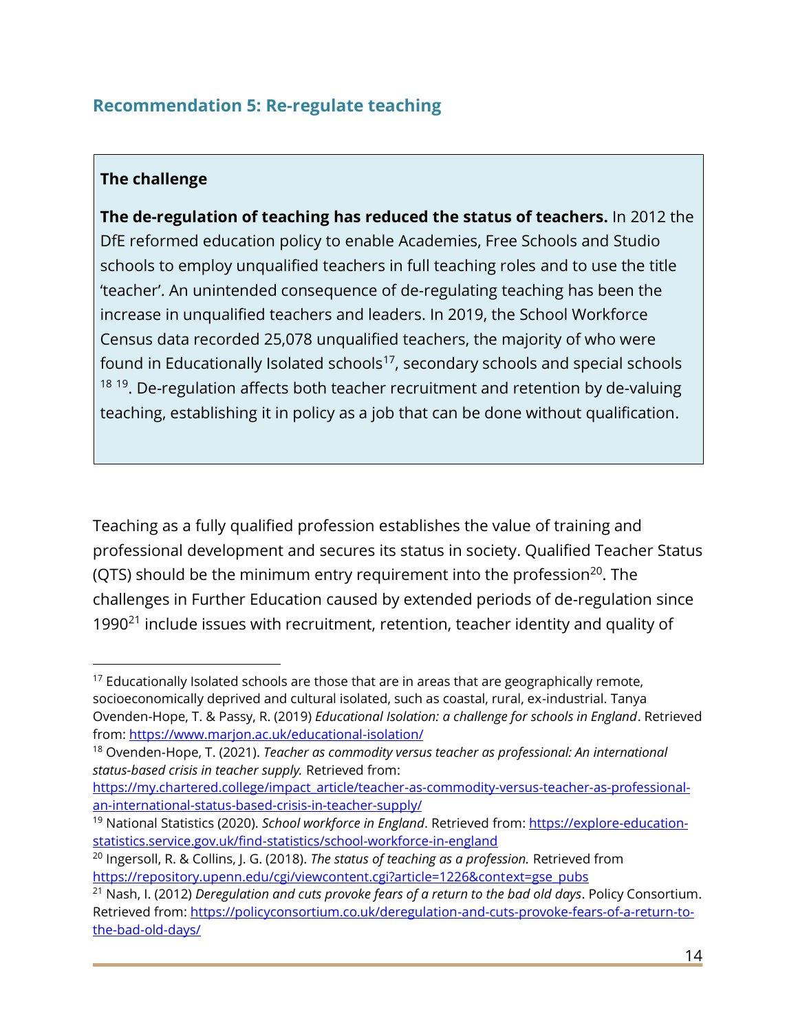## Recommendation 5: Re-regulate teaching

> **The challenge**
>
> **The de-regulation of teaching has reduced the status of teachers.** In 2012 the DfE reformed education policy to enable Academies, Free Schools and Studio schools to employ unqualified teachers in full teaching roles and to use the title 'teacher'. An unintended consequence of de-regulating teaching has been the increase in unqualified teachers and leaders. In 2019, the School Workforce Census data recorded 25,078 unqualified teachers, the majority of who were found in Educationally Isolated schools[17], secondary schools and special schools [18] [19]. De-regulation affects both teacher recruitment and retention by de-valuing teaching, establishing it in policy as a job that can be done without qualification.

Teaching as a fully qualified profession establishes the value of training and professional development and secures its status in society. Qualified Teacher Status (QTS) should be the minimum entry requirement into the profession[20]. The challenges in Further Education caused by extended periods of de-regulation since 1990[21] include issues with recruitment, retention, teacher identity and quality of

---

[17] Educationally Isolated schools are those that are in areas that are geographically remote, socioeconomically deprived and cultural isolated, such as coastal, rural, ex-industrial. Tanya Ovenden-Hope, T. & Passy, R. (2019) *Educational Isolation: a challenge for schools in England*. Retrieved from: https://www.marjon.ac.uk/educational-isolation/

[18] Ovenden-Hope, T. (2021). *Teacher as commodity versus teacher as professional: An international status-based crisis in teacher supply.* Retrieved from: https://my.chartered.college/impact_article/teacher-as-commodity-versus-teacher-as-professional-an-international-status-based-crisis-in-teacher-supply/

[19] National Statistics (2020). *School workforce in England*. Retrieved from: https://explore-education-statistics.service.gov.uk/find-statistics/school-workforce-in-england

[20] Ingersoll, R. & Collins, J. G. (2018). *The status of teaching as a profession.* Retrieved from https://repository.upenn.edu/cgi/viewcontent.cgi?article=1226&context=gse_pubs

[21] Nash, I. (2012) *Deregulation and cuts provoke fears of a return to the bad old days*. Policy Consortium. Retrieved from: https://policyconsortium.co.uk/deregulation-and-cuts-provoke-fears-of-a-return-to-the-bad-old-days/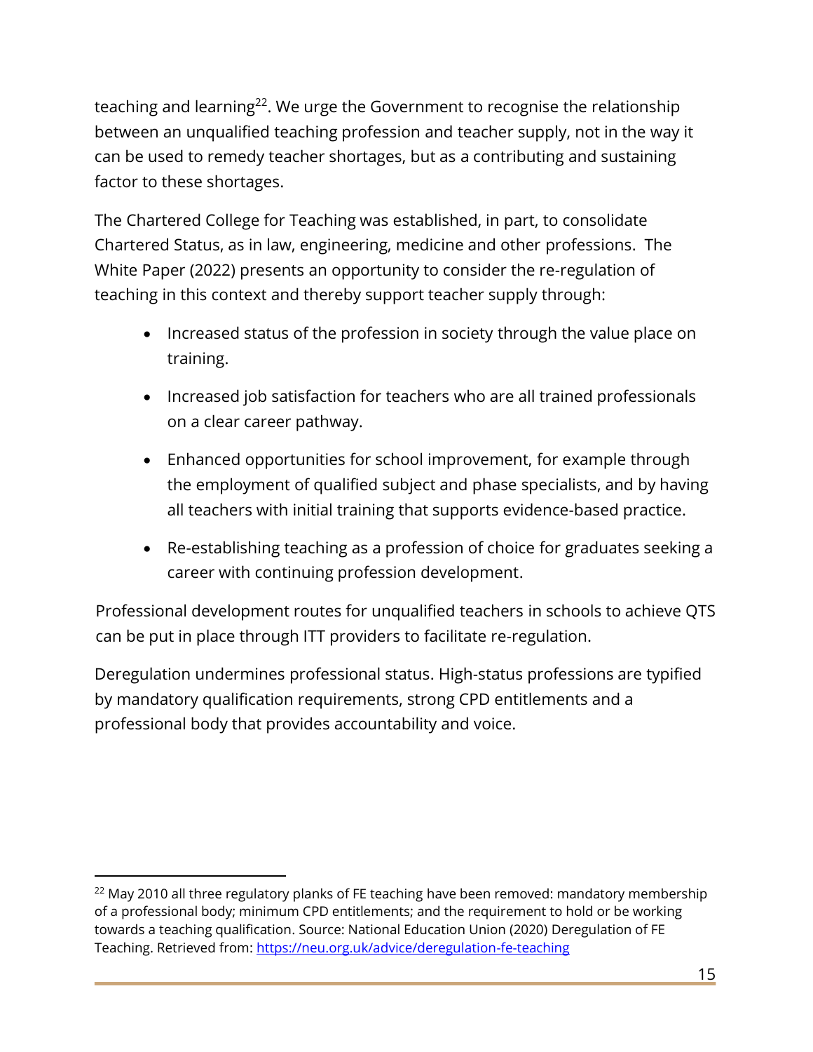teaching and learning[22]. We urge the Government to recognise the relationship between an unqualified teaching profession and teacher supply, not in the way it can be used to remedy teacher shortages, but as a contributing and sustaining factor to these shortages.

The Chartered College for Teaching was established, in part, to consolidate Chartered Status, as in law, engineering, medicine and other professions. The White Paper (2022) presents an opportunity to consider the re-regulation of teaching in this context and thereby support teacher supply through:

- Increased status of the profession in society through the value place on training.
- Increased job satisfaction for teachers who are all trained professionals on a clear career pathway.
- Enhanced opportunities for school improvement, for example through the employment of qualified subject and phase specialists, and by having all teachers with initial training that supports evidence-based practice.
- Re-establishing teaching as a profession of choice for graduates seeking a career with continuing profession development.

Professional development routes for unqualified teachers in schools to achieve QTS can be put in place through ITT providers to facilitate re-regulation.

Deregulation undermines professional status. High-status professions are typified by mandatory qualification requirements, strong CPD entitlements and a professional body that provides accountability and voice.

---

[22] May 2010 all three regulatory planks of FE teaching have been removed: mandatory membership of a professional body; minimum CPD entitlements; and the requirement to hold or be working towards a teaching qualification. Source: National Education Union (2020) Deregulation of FE Teaching. Retrieved from: https://neu.org.uk/advice/deregulation-fe-teaching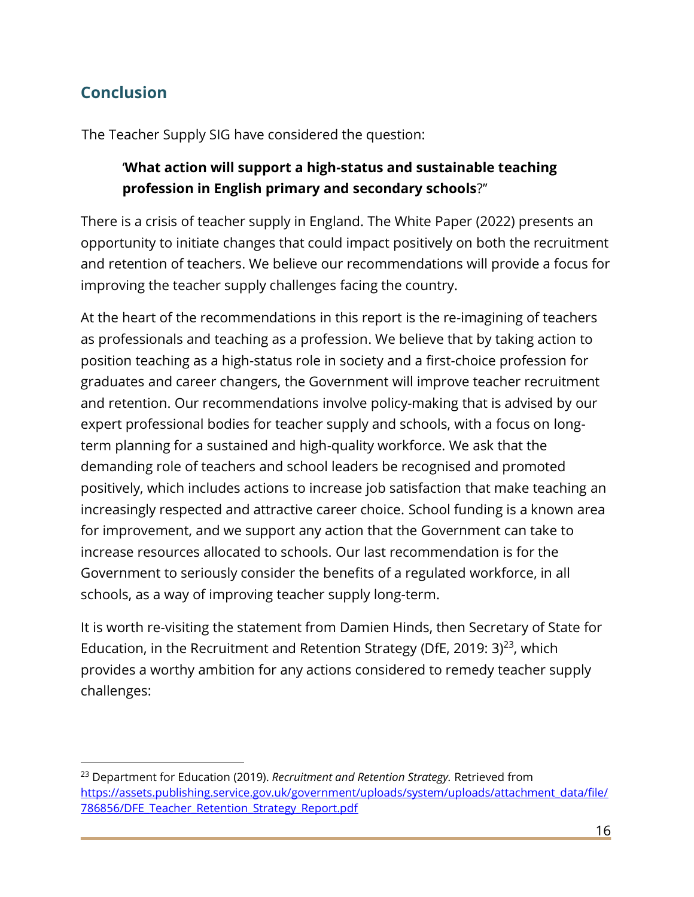## Conclusion

The Teacher Supply SIG have considered the question:

> '**What action will support a high-status and sustainable teaching profession in English primary and secondary schools**?"

There is a crisis of teacher supply in England. The White Paper (2022) presents an opportunity to initiate changes that could impact positively on both the recruitment and retention of teachers. We believe our recommendations will provide a focus for improving the teacher supply challenges facing the country.

At the heart of the recommendations in this report is the re-imagining of teachers as professionals and teaching as a profession. We believe that by taking action to position teaching as a high-status role in society and a first-choice profession for graduates and career changers, the Government will improve teacher recruitment and retention. Our recommendations involve policy-making that is advised by our expert professional bodies for teacher supply and schools, with a focus on long-term planning for a sustained and high-quality workforce. We ask that the demanding role of teachers and school leaders be recognised and promoted positively, which includes actions to increase job satisfaction that make teaching an increasingly respected and attractive career choice. School funding is a known area for improvement, and we support any action that the Government can take to increase resources allocated to schools. Our last recommendation is for the Government to seriously consider the benefits of a regulated workforce, in all schools, as a way of improving teacher supply long-term.

It is worth re-visiting the statement from Damien Hinds, then Secretary of State for Education, in the Recruitment and Retention Strategy (DfE, 2019: 3)[23], which provides a worthy ambition for any actions considered to remedy teacher supply challenges:

---

[23] Department for Education (2019). *Recruitment and Retention Strategy.* Retrieved from https://assets.publishing.service.gov.uk/government/uploads/system/uploads/attachment_data/file/786856/DFE_Teacher_Retention_Strategy_Report.pdf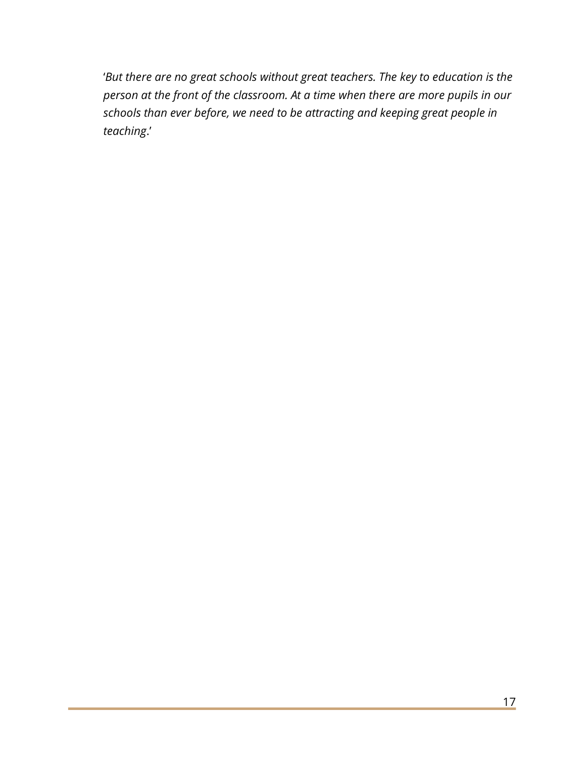'*But there are no great schools without great teachers. The key to education is the person at the front of the classroom. At a time when there are more pupils in our schools than ever before, we need to be attracting and keeping great people in teaching*.'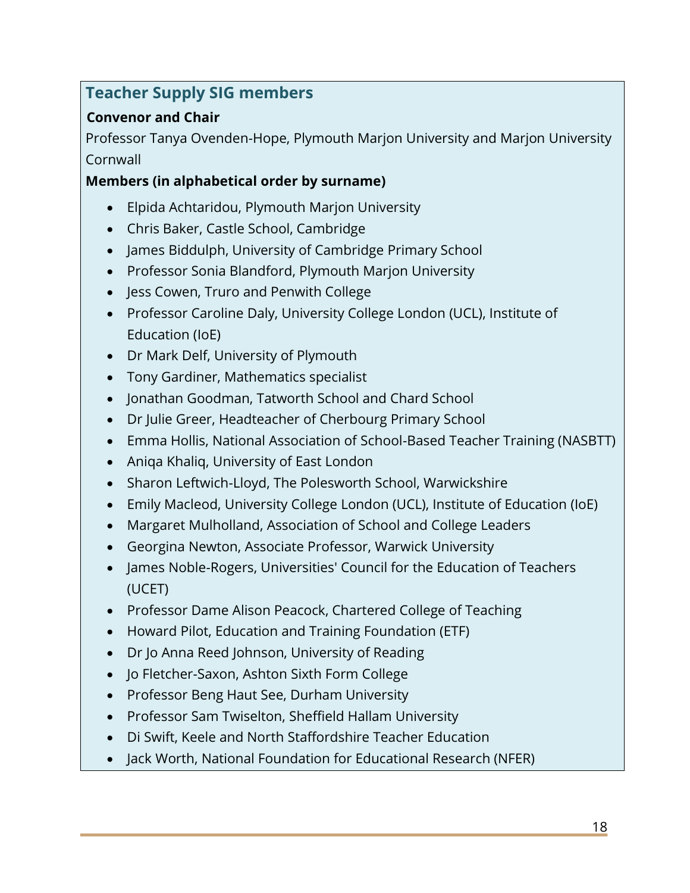## Teacher Supply SIG members

**Convenor and Chair**

Professor Tanya Ovenden-Hope, Plymouth Marjon University and Marjon University Cornwall

**Members (in alphabetical order by surname)**

- Elpida Achtaridou, Plymouth Marjon University
- Chris Baker, Castle School, Cambridge
- James Biddulph, University of Cambridge Primary School
- Professor Sonia Blandford, Plymouth Marjon University
- Jess Cowen, Truro and Penwith College
- Professor Caroline Daly, University College London (UCL), Institute of Education (IoE)
- Dr Mark Delf, University of Plymouth
- Tony Gardiner, Mathematics specialist
- Jonathan Goodman, Tatworth School and Chard School
- Dr Julie Greer, Headteacher of Cherbourg Primary School
- Emma Hollis, National Association of School-Based Teacher Training (NASBTT)
- Aniqa Khaliq, University of East London
- Sharon Leftwich-Lloyd, The Polesworth School, Warwickshire
- Emily Macleod, University College London (UCL), Institute of Education (IoE)
- Margaret Mulholland, Association of School and College Leaders
- Georgina Newton, Associate Professor, Warwick University
- James Noble-Rogers, Universities' Council for the Education of Teachers (UCET)
- Professor Dame Alison Peacock, Chartered College of Teaching
- Howard Pilot, Education and Training Foundation (ETF)
- Dr Jo Anna Reed Johnson, University of Reading
- Jo Fletcher-Saxon, Ashton Sixth Form College
- Professor Beng Haut See, Durham University
- Professor Sam Twiselton, Sheffield Hallam University
- Di Swift, Keele and North Staffordshire Teacher Education
- Jack Worth, National Foundation for Educational Research (NFER)